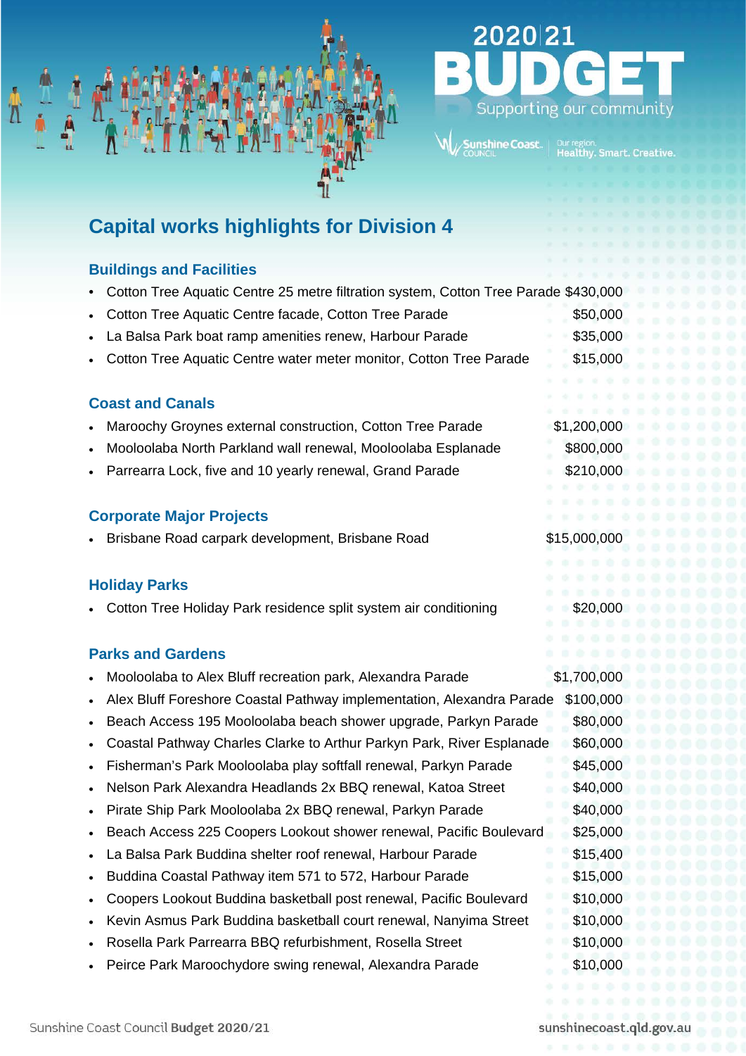# 2020|21 BUDGET

Supporting our community

Sunshine Coast Council — Our region. Healthy. Smart. Creative.

## Capital works highlights for Division 4

### Buildings and Facilities

- Cotton Tree Aquatic Centre 25 metre filtration system, Cotton Tree Parade $430,000
- Cotton Tree Aquatic Centre facade, Cotton Tree Parade $50,000
- La Balsa Park boat ramp amenities renew, Harbour Parade $35,000
- Cotton Tree Aquatic Centre water meter monitor, Cotton Tree Parade $15,000

### Coast and Canals

- Maroochy Groynes external construction, Cotton Tree Parade $1,200,000
- Mooloolaba North Parkland wall renewal, Mooloolaba Esplanade $800,000
- Parrearra Lock, five and 10 yearly renewal, Grand Parade $210,000

### Corporate Major Projects

- Brisbane Road carpark development, Brisbane Road $15,000,000

### Holiday Parks

- Cotton Tree Holiday Park residence split system air conditioning $20,000

### Parks and Gardens

- Mooloolaba to Alex Bluff recreation park, Alexandra Parade $1,700,000
- Alex Bluff Foreshore Coastal Pathway implementation, Alexandra Parade $100,000
- Beach Access 195 Mooloolaba beach shower upgrade, Parkyn Parade $80,000
- Coastal Pathway Charles Clarke to Arthur Parkyn Park, River Esplanade $60,000
- Fisherman's Park Mooloolaba play softfall renewal, Parkyn Parade $45,000
- Nelson Park Alexandra Headlands 2x BBQ renewal, Katoa Street $40,000
- Pirate Ship Park Mooloolaba 2x BBQ renewal, Parkyn Parade $40,000
- Beach Access 225 Coopers Lookout shower renewal, Pacific Boulevard $25,000
- La Balsa Park Buddina shelter roof renewal, Harbour Parade $15,400
- Buddina Coastal Pathway item 571 to 572, Harbour Parade $15,000
- Coopers Lookout Buddina basketball post renewal, Pacific Boulevard $10,000
- Kevin Asmus Park Buddina basketball court renewal, Nanyima Street $10,000
- Rosella Park Parrearra BBQ refurbishment, Rosella Street $10,000
- Peirce Park Maroochydore swing renewal, Alexandra Parade $10,000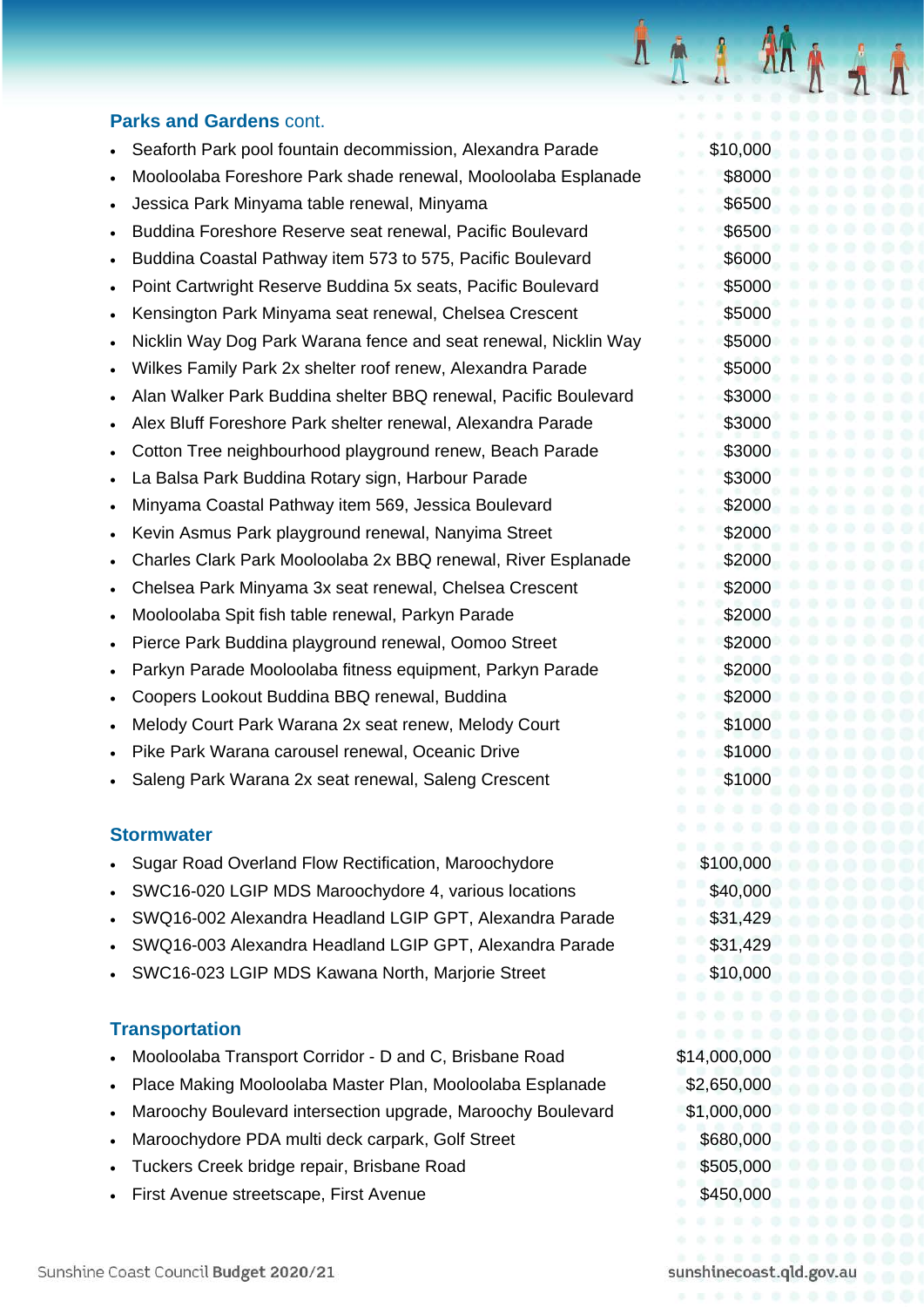## Parks and Gardens cont.

- Seaforth Park pool fountain decommission, Alexandra Parade $10,000
- Mooloolaba Foreshore Park shade renewal, Mooloolaba Esplanade $8000
- Jessica Park Minyama table renewal, Minyama $6500
- Buddina Foreshore Reserve seat renewal, Pacific Boulevard $6500
- Buddina Coastal Pathway item 573 to 575, Pacific Boulevard $6000
- Point Cartwright Reserve Buddina 5x seats, Pacific Boulevard $5000
- Kensington Park Minyama seat renewal, Chelsea Crescent $5000
- Nicklin Way Dog Park Warana fence and seat renewal, Nicklin Way $5000
- Wilkes Family Park 2x shelter roof renew, Alexandra Parade $5000
- Alan Walker Park Buddina shelter BBQ renewal, Pacific Boulevard $3000
- Alex Bluff Foreshore Park shelter renewal, Alexandra Parade $3000
- Cotton Tree neighbourhood playground renew, Beach Parade $3000
- La Balsa Park Buddina Rotary sign, Harbour Parade $3000
- Minyama Coastal Pathway item 569, Jessica Boulevard $2000
- Kevin Asmus Park playground renewal, Nanyima Street $2000
- Charles Clark Park Mooloolaba 2x BBQ renewal, River Esplanade $2000
- Chelsea Park Minyama 3x seat renewal, Chelsea Crescent $2000
- Mooloolaba Spit fish table renewal, Parkyn Parade $2000
- Pierce Park Buddina playground renewal, Oomoo Street $2000
- Parkyn Parade Mooloolaba fitness equipment, Parkyn Parade $2000
- Coopers Lookout Buddina BBQ renewal, Buddina $2000
- Melody Court Park Warana 2x seat renew, Melody Court $1000
- Pike Park Warana carousel renewal, Oceanic Drive $1000
- Saleng Park Warana 2x seat renewal, Saleng Crescent $1000

## Stormwater

- Sugar Road Overland Flow Rectification, Maroochydore $100,000
- SWC16-020 LGIP MDS Maroochydore 4, various locations $40,000
- SWQ16-002 Alexandra Headland LGIP GPT, Alexandra Parade $31,429
- SWQ16-003 Alexandra Headland LGIP GPT, Alexandra Parade $31,429
- SWC16-023 LGIP MDS Kawana North, Marjorie Street $10,000

## Transportation

- Mooloolaba Transport Corridor - D and C, Brisbane Road $14,000,000
- Place Making Mooloolaba Master Plan, Mooloolaba Esplanade $2,650,000
- Maroochy Boulevard intersection upgrade, Maroochy Boulevard $1,000,000
- Maroochydore PDA multi deck carpark, Golf Street $680,000
- Tuckers Creek bridge repair, Brisbane Road $505,000
- First Avenue streetscape, First Avenue $450,000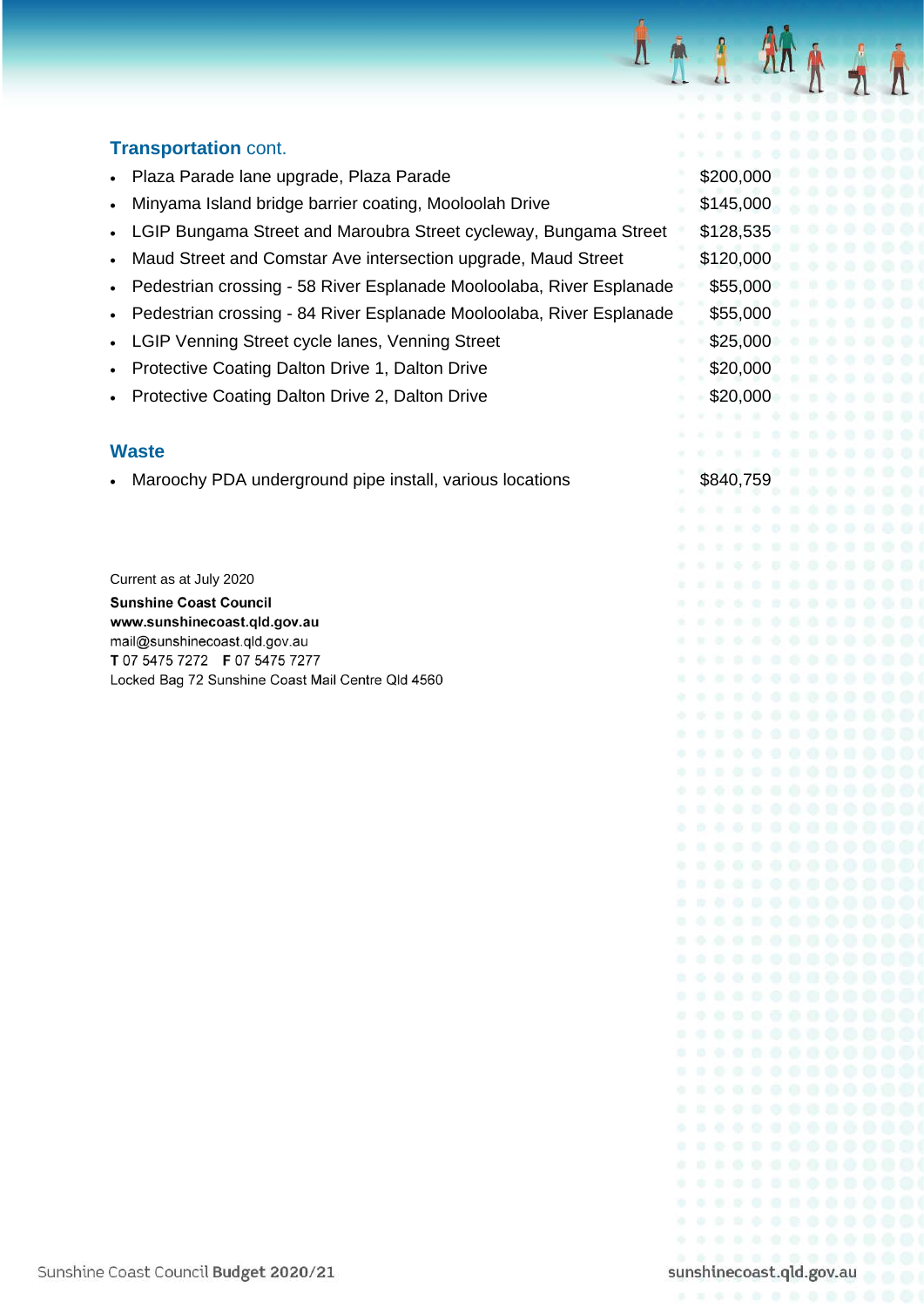## **Transportation** cont.

- Plaza Parade lane upgrade, Plaza Parade $200,000
- Minyama Island bridge barrier coating, Mooloolah Drive $145,000
- LGIP Bungama Street and Maroubra Street cycleway, Bungama Street $128,535
- Maud Street and Comstar Ave intersection upgrade, Maud Street $120,000
- Pedestrian crossing - 58 River Esplanade Mooloolaba, River Esplanade $55,000
- Pedestrian crossing - 84 River Esplanade Mooloolaba, River Esplanade $55,000
- LGIP Venning Street cycle lanes, Venning Street $25,000
- Protective Coating Dalton Drive 1, Dalton Drive $20,000
- Protective Coating Dalton Drive 2, Dalton Drive $20,000

## Waste

- Maroochy PDA underground pipe install, various locations $840,759

Current as at July 2020

**Sunshine Coast Council**
**www.sunshinecoast.qld.gov.au**
mail@sunshinecoast.qld.gov.au
**T** 07 5475 7272 **F** 07 5475 7277
Locked Bag 72 Sunshine Coast Mail Centre Qld 4560